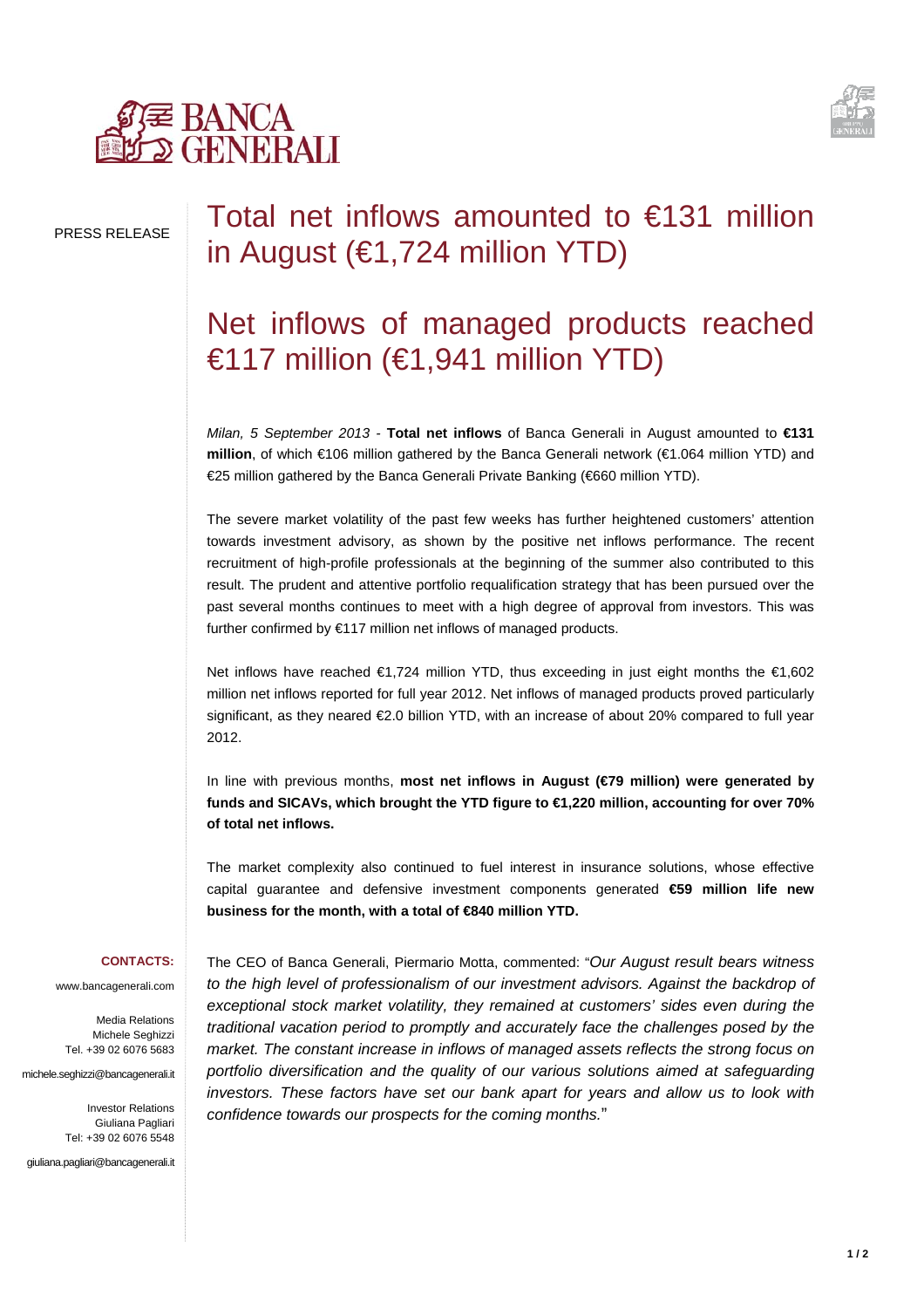PRESS RELEASE

# Total net inflows amounted to €131 million in August (€1,724 million YTD)

# Net inflows of managed products reached €117 million (€1,941 million YTD)

*Milan, 5 September 2013* - **Total net inflows** of Banca Generali in August amounted to **€131 million**, of which €106 million gathered by the Banca Generali network (€1.064 million YTD) and €25 million gathered by the Banca Generali Private Banking (€660 million YTD).

The severe market volatility of the past few weeks has further heightened customers' attention towards investment advisory, as shown by the positive net inflows performance. The recent recruitment of high-profile professionals at the beginning of the summer also contributed to this result. The prudent and attentive portfolio requalification strategy that has been pursued over the past several months continues to meet with a high degree of approval from investors. This was further confirmed by €117 million net inflows of managed products.

Net inflows have reached €1,724 million YTD, thus exceeding in just eight months the €1,602 million net inflows reported for full year 2012. Net inflows of managed products proved particularly significant, as they neared €2.0 billion YTD, with an increase of about 20% compared to full year 2012.

In line with previous months, **most net inflows in August (€79 million) were generated by funds and SICAVs, which brought the YTD figure to €1,220 million, accounting for over 70% of total net inflows.**

The market complexity also continued to fuel interest in insurance solutions, whose effective capital guarantee and defensive investment components generated **€59 million life new business for the month, with a total of €840 million YTD.**

The CEO of Banca Generali, Piermario Motta, commented: "*Our August result bears witness to the high level of professionalism of our investment advisors. Against the backdrop of exceptional stock market volatility, they remained at customers' sides even during the traditional vacation period to promptly and accurately face the challenges posed by the market. The constant increase in inflows of managed assets reflects the strong focus on portfolio diversification and the quality of our various solutions aimed at safeguarding investors. These factors have set our bank apart for years and allow us to look with confidence towards our prospects for the coming months.*"

**CONTACTS:**

www.bancagenerali.com

Media Relations
Michele Seghizzi
Tel. +39 02 6076 5683
michele.seghizzi@bancagenerali.it

Investor Relations
Giuliana Pagliari
Tel: +39 02 6076 5548
giuliana.pagliari@bancagenerali.it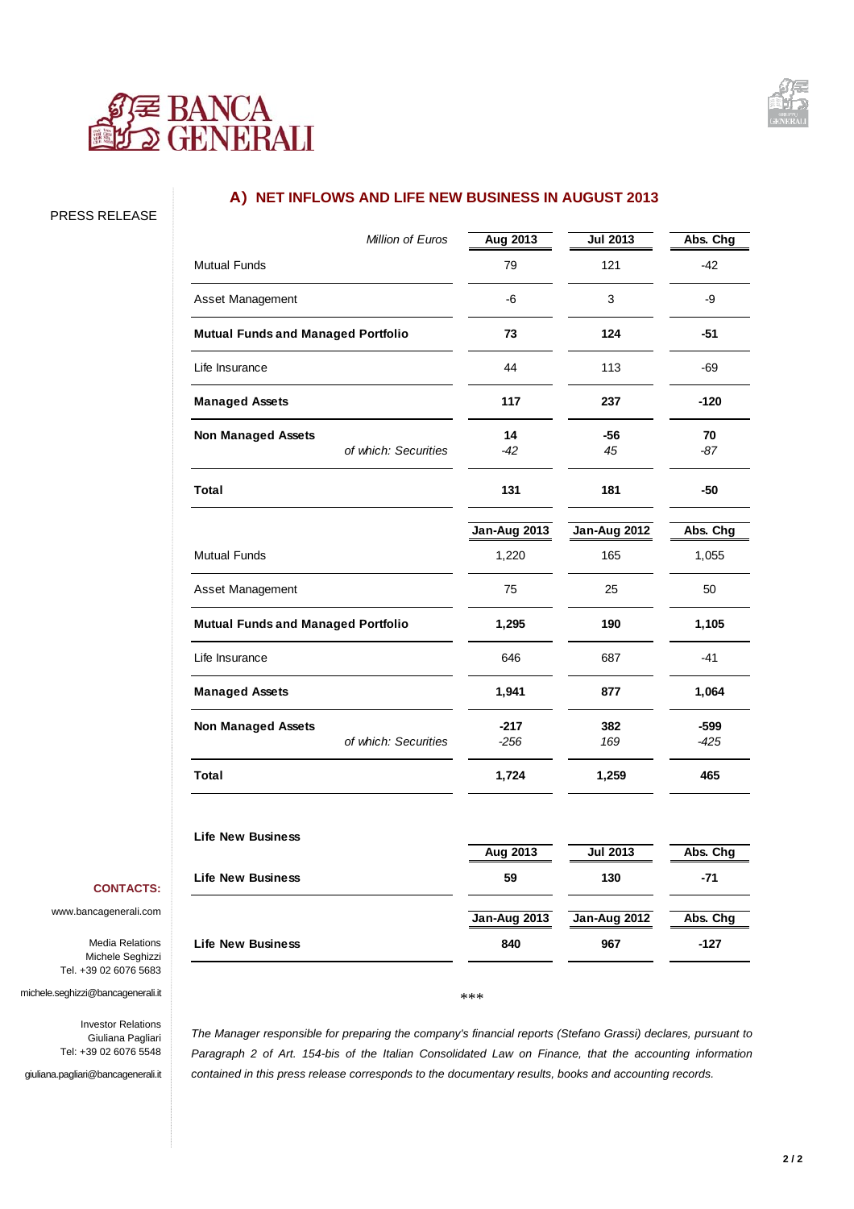PRESS RELEASE

## A) NET INFLOWS AND LIFE NEW BUSINESS IN AUGUST 2013

| *Million of Euros* | Aug 2013 | Jul 2013 | Abs. Chg |
|---|---|---|---|
| Mutual Funds | 79 | 121 | -42 |
| Asset Management | -6 | 3 | -9 |
| **Mutual Funds and Managed Portfolio** | **73** | **124** | **-51** |
| Life Insurance | 44 | 113 | -69 |
| **Managed Assets** | **117** | **237** | **-120** |
| **Non Managed Assets** | **14** | **-56** | **70** |
| *of which: Securities* | *-42* | *45* | *-87* |
| **Total** | **131** | **181** | **-50** |

| | Jan-Aug 2013 | Jan-Aug 2012 | Abs. Chg |
|---|---|---|---|
| Mutual Funds | 1,220 | 165 | 1,055 |
| Asset Management | 75 | 25 | 50 |
| **Mutual Funds and Managed Portfolio** | **1,295** | **190** | **1,105** |
| Life Insurance | 646 | 687 | -41 |
| **Managed Assets** | **1,941** | **877** | **1,064** |
| **Non Managed Assets** | **-217** | **382** | **-599** |
| *of which: Securities* | *-256* | *169* | *-425* |
| **Total** | **1,724** | **1,259** | **465** |

**Life New Business**

| | Aug 2013 | Jul 2013 | Abs. Chg |
|---|---|---|---|
| **Life New Business** | **59** | **130** | **-71** |

| | Jan-Aug 2013 | Jan-Aug 2012 | Abs. Chg |
|---|---|---|---|
| **Life New Business** | **840** | **967** | **-127** |

\*\*\*

*The Manager responsible for preparing the company's financial reports (Stefano Grassi) declares, pursuant to Paragraph 2 of Art. 154-bis of the Italian Consolidated Law on Finance, that the accounting information contained in this press release corresponds to the documentary results, books and accounting records.*

**CONTACTS:**

www.bancagenerali.com

Media Relations
Michele Seghizzi
Tel. +39 02 6076 5683
michele.seghizzi@bancagenerali.it

Investor Relations
Giuliana Pagliari
Tel: +39 02 6076 5548
giuliana.pagliari@bancagenerali.it